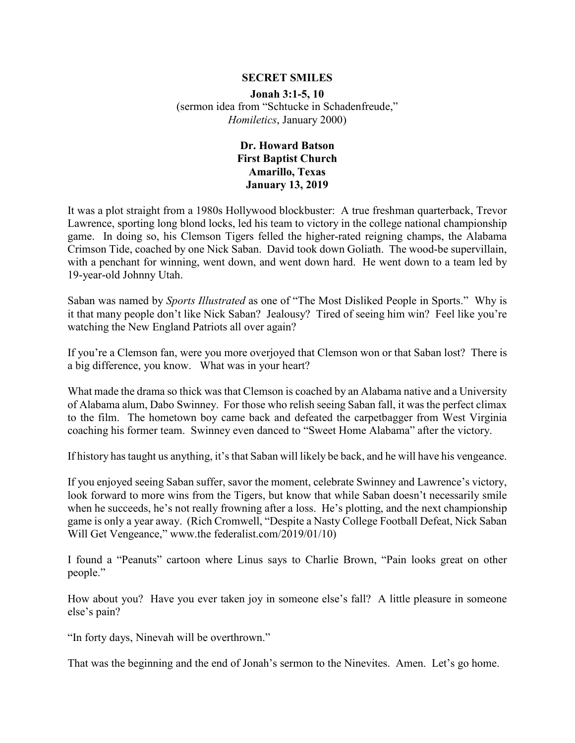# SECRET SMILES

**Jonah 3:1-5, 10**
(sermon idea from "Schtucke in Schadenfreude," *Homiletics*, January 2000)

**Dr. Howard Batson**
**First Baptist Church**
**Amarillo, Texas**
**January 13, 2019**

It was a plot straight from a 1980s Hollywood blockbuster: A true freshman quarterback, Trevor Lawrence, sporting long blond locks, led his team to victory in the college national championship game. In doing so, his Clemson Tigers felled the higher-rated reigning champs, the Alabama Crimson Tide, coached by one Nick Saban. David took down Goliath. The wood-be supervillain, with a penchant for winning, went down, and went down hard. He went down to a team led by 19-year-old Johnny Utah.

Saban was named by *Sports Illustrated* as one of "The Most Disliked People in Sports." Why is it that many people don't like Nick Saban? Jealousy? Tired of seeing him win? Feel like you're watching the New England Patriots all over again?

If you're a Clemson fan, were you more overjoyed that Clemson won or that Saban lost? There is a big difference, you know. What was in your heart?

What made the drama so thick was that Clemson is coached by an Alabama native and a University of Alabama alum, Dabo Swinney. For those who relish seeing Saban fall, it was the perfect climax to the film. The hometown boy came back and defeated the carpetbagger from West Virginia coaching his former team. Swinney even danced to "Sweet Home Alabama" after the victory.

If history has taught us anything, it's that Saban will likely be back, and he will have his vengeance.

If you enjoyed seeing Saban suffer, savor the moment, celebrate Swinney and Lawrence's victory, look forward to more wins from the Tigers, but know that while Saban doesn't necessarily smile when he succeeds, he's not really frowning after a loss. He's plotting, and the next championship game is only a year away. (Rich Cromwell, "Despite a Nasty College Football Defeat, Nick Saban Will Get Vengeance," www.the federalist.com/2019/01/10)

I found a "Peanuts" cartoon where Linus says to Charlie Brown, "Pain looks great on other people."

How about you? Have you ever taken joy in someone else's fall? A little pleasure in someone else's pain?

"In forty days, Ninevah will be overthrown."

That was the beginning and the end of Jonah's sermon to the Ninevites. Amen. Let's go home.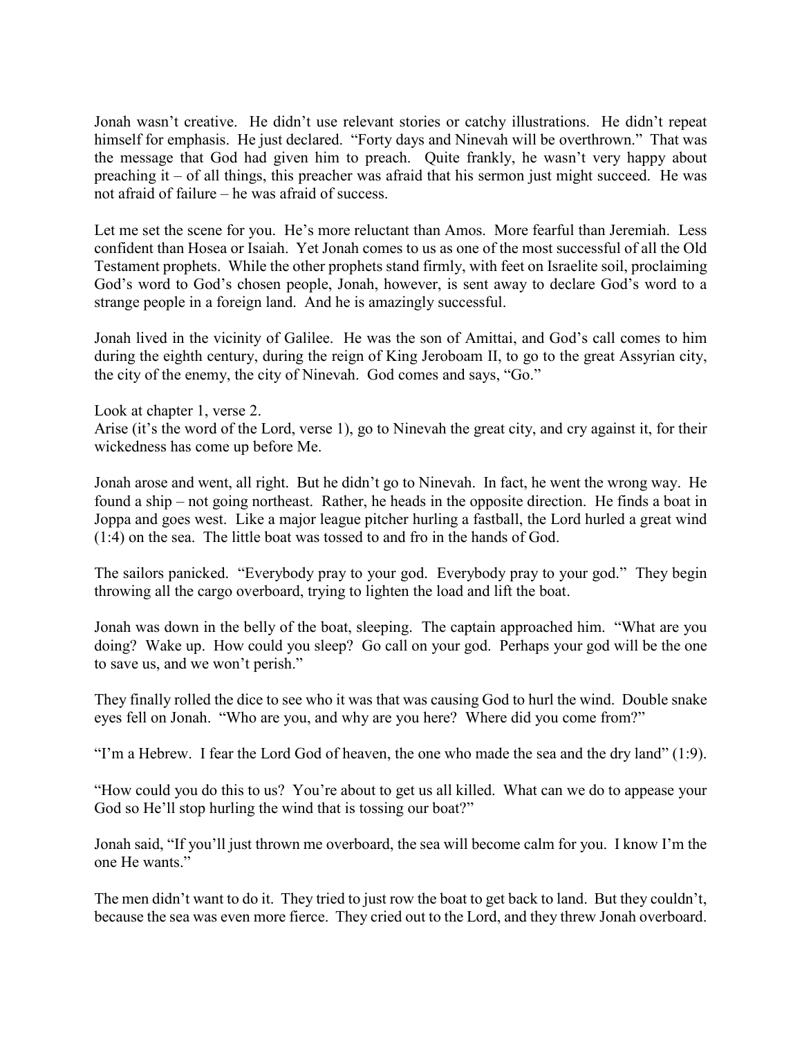Jonah wasn't creative. He didn't use relevant stories or catchy illustrations. He didn't repeat himself for emphasis. He just declared. "Forty days and Nineveh will be overthrown." That was the message that God had given him to preach. Quite frankly, he wasn't very happy about preaching it – of all things, this preacher was afraid that his sermon just might succeed. He was not afraid of failure – he was afraid of success.

Let me set the scene for you. He's more reluctant than Amos. More fearful than Jeremiah. Less confident than Hosea or Isaiah. Yet Jonah comes to us as one of the most successful of all the Old Testament prophets. While the other prophets stand firmly, with feet on Israelite soil, proclaiming God's word to God's chosen people, Jonah, however, is sent away to declare God's word to a strange people in a foreign land. And he is amazingly successful.

Jonah lived in the vicinity of Galilee. He was the son of Amittai, and God's call comes to him during the eighth century, during the reign of King Jeroboam II, to go to the great Assyrian city, the city of the enemy, the city of Nineveh. God comes and says, "Go."

Look at chapter 1, verse 2.
Arise (it's the word of the Lord, verse 1), go to Nineveh the great city, and cry against it, for their wickedness has come up before Me.

Jonah arose and went, all right. But he didn't go to Nineveh. In fact, he went the wrong way. He found a ship – not going northeast. Rather, he heads in the opposite direction. He finds a boat in Joppa and goes west. Like a major league pitcher hurling a fastball, the Lord hurled a great wind (1:4) on the sea. The little boat was tossed to and fro in the hands of God.

The sailors panicked. "Everybody pray to your god. Everybody pray to your god." They begin throwing all the cargo overboard, trying to lighten the load and lift the boat.

Jonah was down in the belly of the boat, sleeping. The captain approached him. "What are you doing? Wake up. How could you sleep? Go call on your god. Perhaps your god will be the one to save us, and we won't perish."

They finally rolled the dice to see who it was that was causing God to hurl the wind. Double snake eyes fell on Jonah. "Who are you, and why are you here? Where did you come from?"

"I'm a Hebrew. I fear the Lord God of heaven, the one who made the sea and the dry land" (1:9).

"How could you do this to us? You're about to get us all killed. What can we do to appease your God so He'll stop hurling the wind that is tossing our boat?"

Jonah said, "If you'll just thrown me overboard, the sea will become calm for you. I know I'm the one He wants."

The men didn't want to do it. They tried to just row the boat to get back to land. But they couldn't, because the sea was even more fierce. They cried out to the Lord, and they threw Jonah overboard.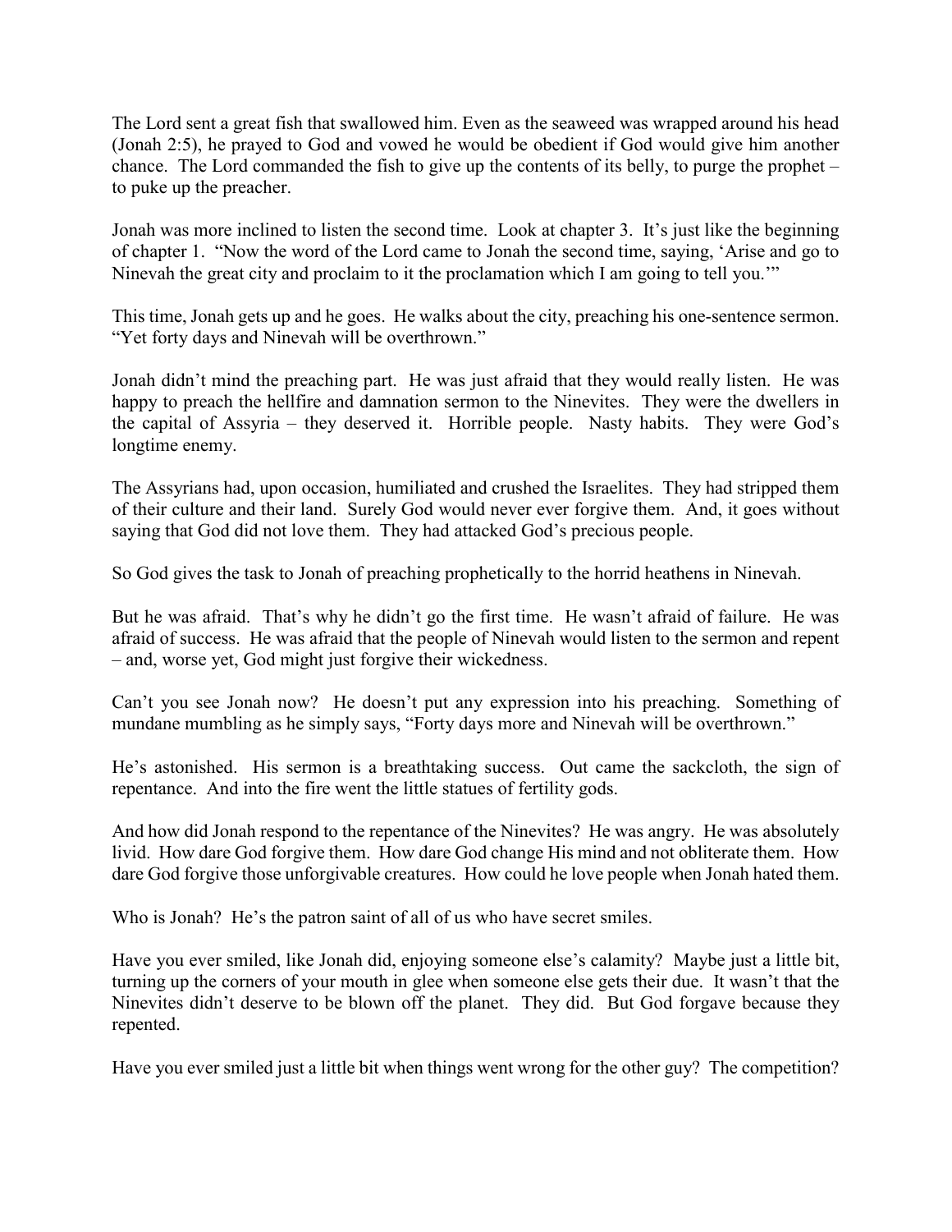The Lord sent a great fish that swallowed him. Even as the seaweed was wrapped around his head (Jonah 2:5), he prayed to God and vowed he would be obedient if God would give him another chance. The Lord commanded the fish to give up the contents of its belly, to purge the prophet – to puke up the preacher.

Jonah was more inclined to listen the second time. Look at chapter 3. It's just like the beginning of chapter 1. "Now the word of the Lord came to Jonah the second time, saying, 'Arise and go to Nineveh the great city and proclaim to it the proclamation which I am going to tell you.'"

This time, Jonah gets up and he goes. He walks about the city, preaching his one-sentence sermon. "Yet forty days and Nineveh will be overthrown."

Jonah didn't mind the preaching part. He was just afraid that they would really listen. He was happy to preach the hellfire and damnation sermon to the Ninevites. They were the dwellers in the capital of Assyria – they deserved it. Horrible people. Nasty habits. They were God's longtime enemy.

The Assyrians had, upon occasion, humiliated and crushed the Israelites. They had stripped them of their culture and their land. Surely God would never ever forgive them. And, it goes without saying that God did not love them. They had attacked God's precious people.

So God gives the task to Jonah of preaching prophetically to the horrid heathens in Nineveh.

But he was afraid. That's why he didn't go the first time. He wasn't afraid of failure. He was afraid of success. He was afraid that the people of Nineveh would listen to the sermon and repent – and, worse yet, God might just forgive their wickedness.

Can't you see Jonah now? He doesn't put any expression into his preaching. Something of mundane mumbling as he simply says, "Forty days more and Nineveh will be overthrown."

He's astonished. His sermon is a breathtaking success. Out came the sackcloth, the sign of repentance. And into the fire went the little statues of fertility gods.

And how did Jonah respond to the repentance of the Ninevites? He was angry. He was absolutely livid. How dare God forgive them. How dare God change His mind and not obliterate them. How dare God forgive those unforgivable creatures. How could he love people when Jonah hated them.

Who is Jonah? He's the patron saint of all of us who have secret smiles.

Have you ever smiled, like Jonah did, enjoying someone else's calamity? Maybe just a little bit, turning up the corners of your mouth in glee when someone else gets their due. It wasn't that the Ninevites didn't deserve to be blown off the planet. They did. But God forgave because they repented.

Have you ever smiled just a little bit when things went wrong for the other guy? The competition?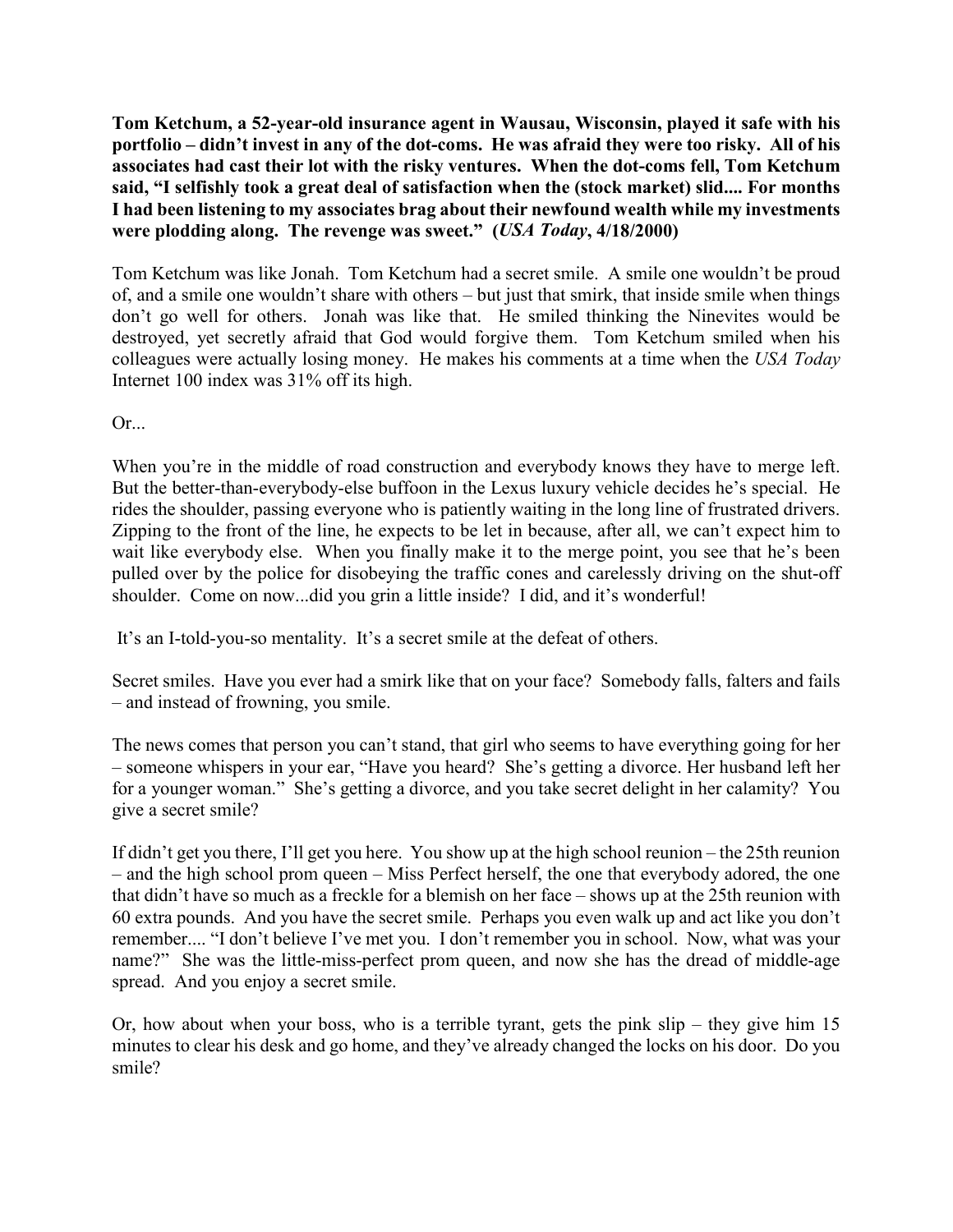**Tom Ketchum, a 52-year-old insurance agent in Wausau, Wisconsin, played it safe with his portfolio – didn't invest in any of the dot-coms. He was afraid they were too risky. All of his associates had cast their lot with the risky ventures. When the dot-coms fell, Tom Ketchum said, "I selfishly took a great deal of satisfaction when the (stock market) slid.... For months I had been listening to my associates brag about their newfound wealth while my investments were plodding along. The revenge was sweet." (*USA Today*, 4/18/2000)**

Tom Ketchum was like Jonah. Tom Ketchum had a secret smile. A smile one wouldn't be proud of, and a smile one wouldn't share with others – but just that smirk, that inside smile when things don't go well for others. Jonah was like that. He smiled thinking the Ninevites would be destroyed, yet secretly afraid that God would forgive them. Tom Ketchum smiled when his colleagues were actually losing money. He makes his comments at a time when the *USA Today* Internet 100 index was 31% off its high.

Or...

When you're in the middle of road construction and everybody knows they have to merge left. But the better-than-everybody-else buffoon in the Lexus luxury vehicle decides he's special. He rides the shoulder, passing everyone who is patiently waiting in the long line of frustrated drivers. Zipping to the front of the line, he expects to be let in because, after all, we can't expect him to wait like everybody else. When you finally make it to the merge point, you see that he's been pulled over by the police for disobeying the traffic cones and carelessly driving on the shut-off shoulder. Come on now...did you grin a little inside? I did, and it's wonderful!

It's an I-told-you-so mentality. It's a secret smile at the defeat of others.

Secret smiles. Have you ever had a smirk like that on your face? Somebody falls, falters and fails – and instead of frowning, you smile.

The news comes that person you can't stand, that girl who seems to have everything going for her – someone whispers in your ear, "Have you heard? She's getting a divorce. Her husband left her for a younger woman." She's getting a divorce, and you take secret delight in her calamity? You give a secret smile?

If didn't get you there, I'll get you here. You show up at the high school reunion – the 25th reunion – and the high school prom queen – Miss Perfect herself, the one that everybody adored, the one that didn't have so much as a freckle for a blemish on her face – shows up at the 25th reunion with 60 extra pounds. And you have the secret smile. Perhaps you even walk up and act like you don't remember.... "I don't believe I've met you. I don't remember you in school. Now, what was your name?" She was the little-miss-perfect prom queen, and now she has the dread of middle-age spread. And you enjoy a secret smile.

Or, how about when your boss, who is a terrible tyrant, gets the pink slip – they give him 15 minutes to clear his desk and go home, and they've already changed the locks on his door. Do you smile?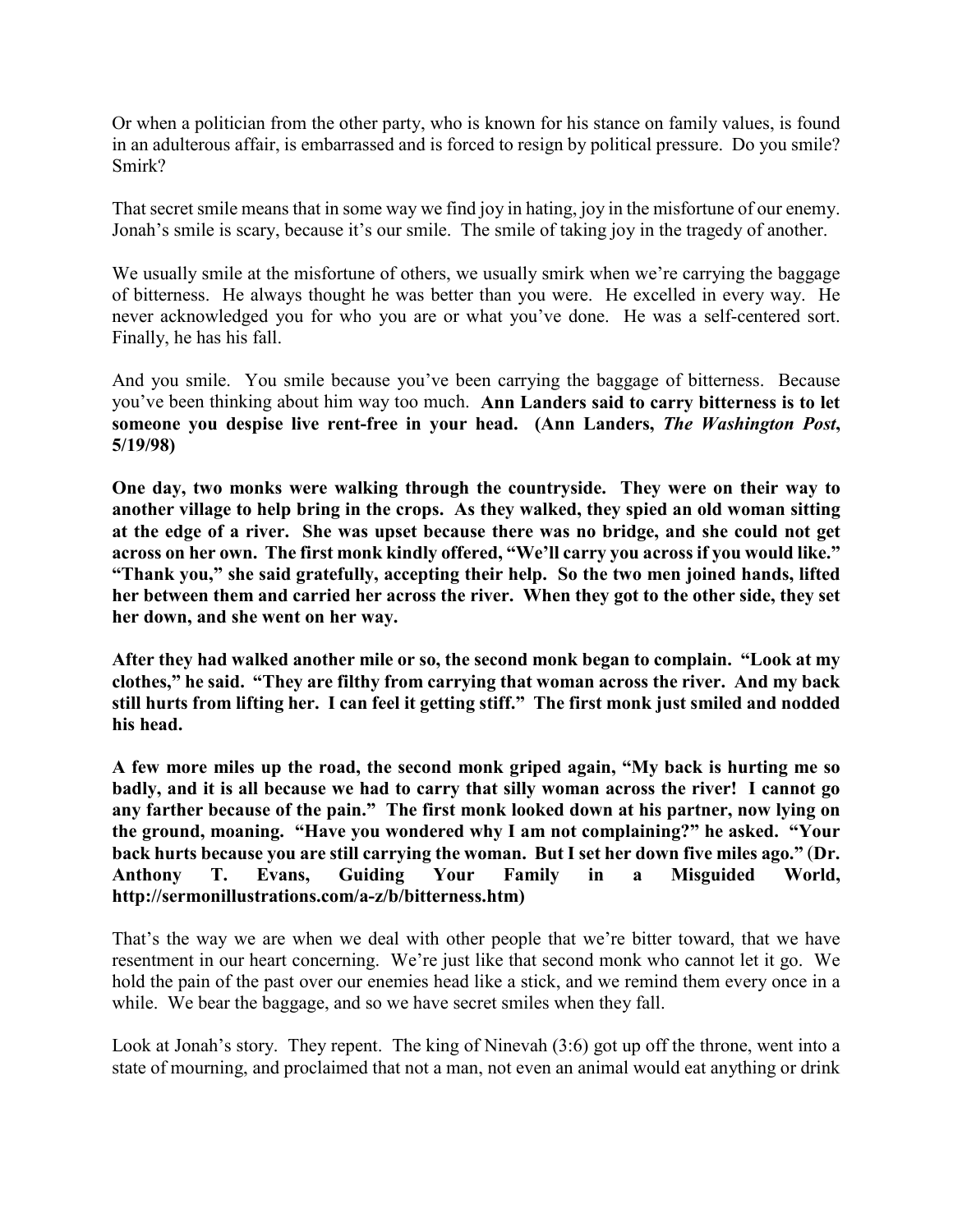Or when a politician from the other party, who is known for his stance on family values, is found in an adulterous affair, is embarrassed and is forced to resign by political pressure. Do you smile? Smirk?

That secret smile means that in some way we find joy in hating, joy in the misfortune of our enemy. Jonah's smile is scary, because it's our smile. The smile of taking joy in the tragedy of another.

We usually smile at the misfortune of others, we usually smirk when we're carrying the baggage of bitterness. He always thought he was better than you were. He excelled in every way. He never acknowledged you for who you are or what you've done. He was a self-centered sort. Finally, he has his fall.

And you smile. You smile because you've been carrying the baggage of bitterness. Because you've been thinking about him way too much. **Ann Landers said to carry bitterness is to let someone you despise live rent-free in your head. (Ann Landers, *The Washington Post*, 5/19/98)**

**One day, two monks were walking through the countryside. They were on their way to another village to help bring in the crops. As they walked, they spied an old woman sitting at the edge of a river. She was upset because there was no bridge, and she could not get across on her own. The first monk kindly offered, "We'll carry you across if you would like." "Thank you," she said gratefully, accepting their help. So the two men joined hands, lifted her between them and carried her across the river. When they got to the other side, they set her down, and she went on her way.**

**After they had walked another mile or so, the second monk began to complain. "Look at my clothes," he said. "They are filthy from carrying that woman across the river. And my back still hurts from lifting her. I can feel it getting stiff." The first monk just smiled and nodded his head.**

**A few more miles up the road, the second monk griped again, "My back is hurting me so badly, and it is all because we had to carry that silly woman across the river! I cannot go any farther because of the pain." The first monk looked down at his partner, now lying on the ground, moaning. "Have you wondered why I am not complaining?" he asked. "Your back hurts because you are still carrying the woman. But I set her down five miles ago." (Dr. Anthony T. Evans, Guiding Your Family in a Misguided World, http://sermonillustrations.com/a-z/b/bitterness.htm)**

That's the way we are when we deal with other people that we're bitter toward, that we have resentment in our heart concerning. We're just like that second monk who cannot let it go. We hold the pain of the past over our enemies head like a stick, and we remind them every once in a while. We bear the baggage, and so we have secret smiles when they fall.

Look at Jonah's story. They repent. The king of Nineveh (3:6) got up off the throne, went into a state of mourning, and proclaimed that not a man, not even an animal would eat anything or drink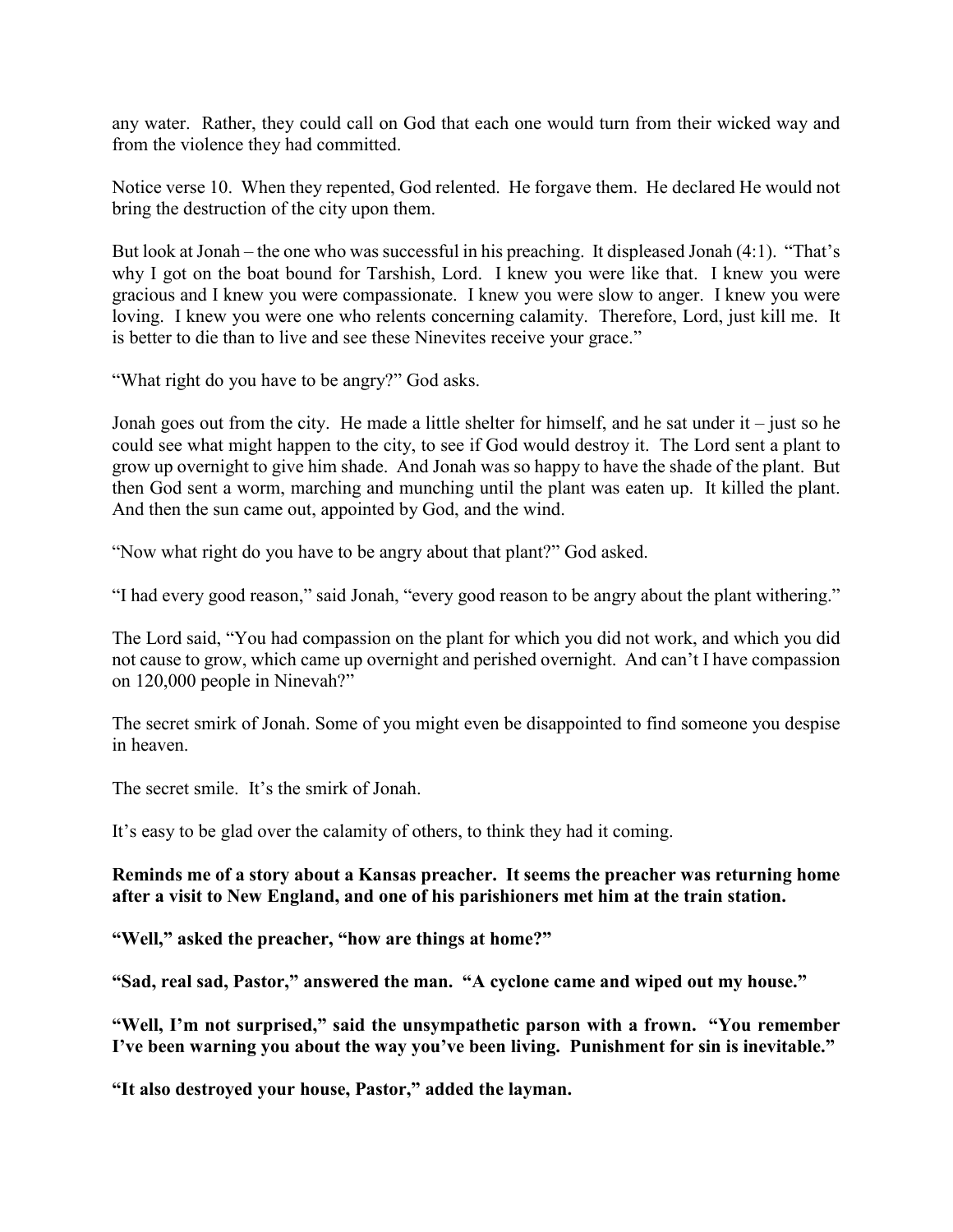any water. Rather, they could call on God that each one would turn from their wicked way and from the violence they had committed.

Notice verse 10. When they repented, God relented. He forgave them. He declared He would not bring the destruction of the city upon them.

But look at Jonah – the one who was successful in his preaching. It displeased Jonah (4:1). "That's why I got on the boat bound for Tarshish, Lord. I knew you were like that. I knew you were gracious and I knew you were compassionate. I knew you were slow to anger. I knew you were loving. I knew you were one who relents concerning calamity. Therefore, Lord, just kill me. It is better to die than to live and see these Ninevites receive your grace."

"What right do you have to be angry?" God asks.

Jonah goes out from the city. He made a little shelter for himself, and he sat under it – just so he could see what might happen to the city, to see if God would destroy it. The Lord sent a plant to grow up overnight to give him shade. And Jonah was so happy to have the shade of the plant. But then God sent a worm, marching and munching until the plant was eaten up. It killed the plant. And then the sun came out, appointed by God, and the wind.

"Now what right do you have to be angry about that plant?" God asked.

"I had every good reason," said Jonah, "every good reason to be angry about the plant withering."

The Lord said, "You had compassion on the plant for which you did not work, and which you did not cause to grow, which came up overnight and perished overnight. And can't I have compassion on 120,000 people in Ninevah?"

The secret smirk of Jonah. Some of you might even be disappointed to find someone you despise in heaven.

The secret smile. It's the smirk of Jonah.

It's easy to be glad over the calamity of others, to think they had it coming.

**Reminds me of a story about a Kansas preacher. It seems the preacher was returning home after a visit to New England, and one of his parishioners met him at the train station.**

**"Well," asked the preacher, "how are things at home?"**

**"Sad, real sad, Pastor," answered the man. "A cyclone came and wiped out my house."**

**"Well, I'm not surprised," said the unsympathetic parson with a frown. "You remember I've been warning you about the way you've been living. Punishment for sin is inevitable."**

**"It also destroyed your house, Pastor," added the layman.**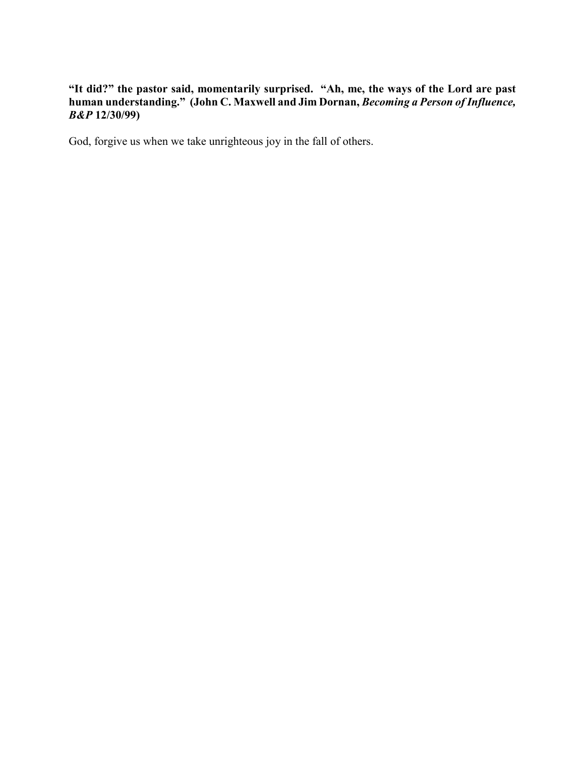**"It did?" the pastor said, momentarily surprised. "Ah, me, the ways of the Lord are past human understanding." (John C. Maxwell and Jim Dornan, *Becoming a Person of Influence, B&P* 12/30/99)**

God, forgive us when we take unrighteous joy in the fall of others.